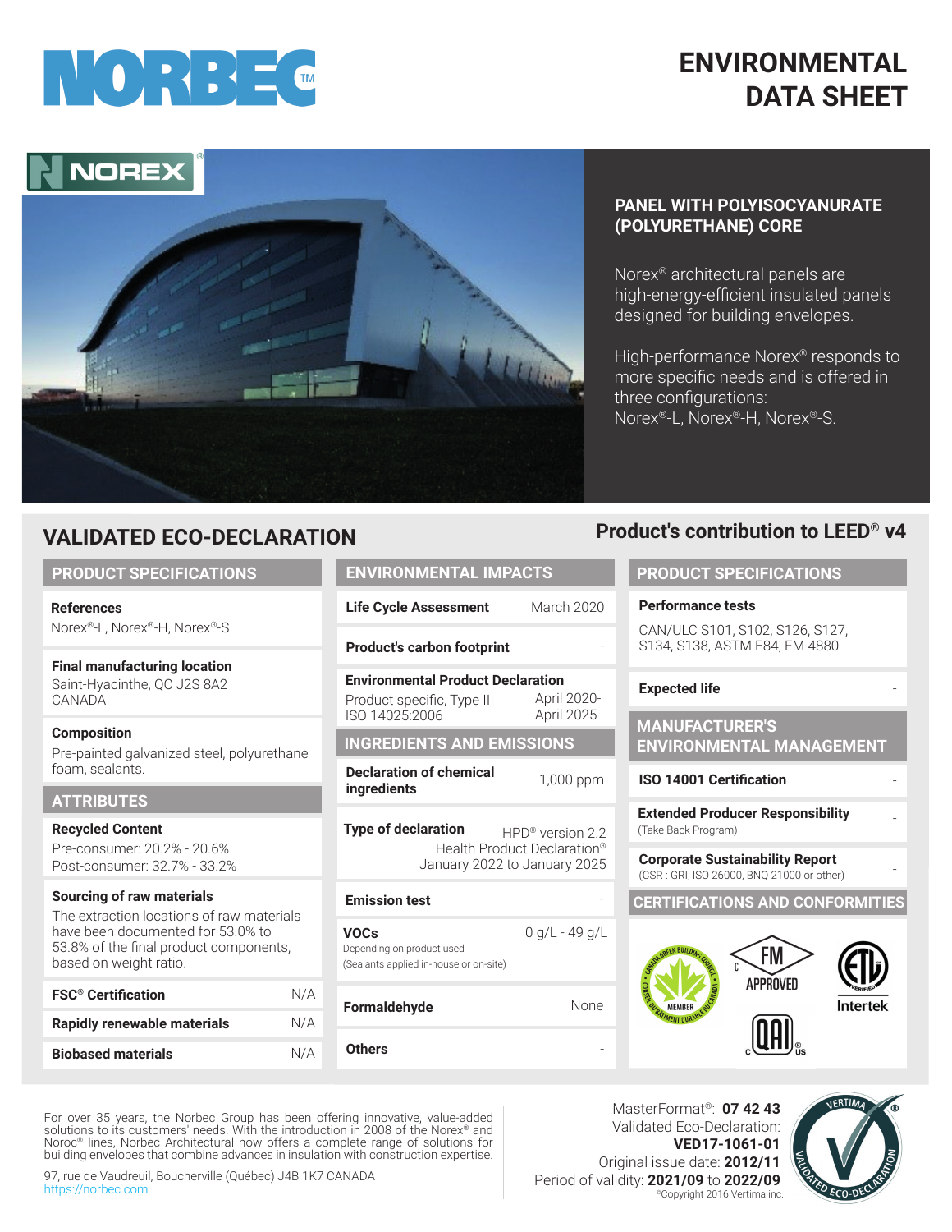# ENVIRONMENTAL DATA SHEET

**PANEL WITH POLYISOCYANURATE (POLYURETHANE) CORE**

Norex® architectural panels are high-energy-efficient insulated panels designed for building envelopes.

High-performance Norex® responds to more specific needs and is offered in three configurations: Norex®-L, Norex®-H, Norex®-S.

## VALIDATED ECO-DECLARATION

### PRODUCT SPECIFICATIONS

**References**
Norex®-L, Norex®-H, Norex®-S

**Final manufacturing location**
Saint-Hyacinthe, QC J2S 8A2
CANADA

**Composition**
Pre-painted galvanized steel, polyurethane foam, sealants.

### ATTRIBUTES

**Recycled Content**
Pre-consumer: 20.2% - 20.6%
Post-consumer: 32.7% - 33.2%

**Sourcing of raw materials**
The extraction locations of raw materials have been documented for 53.0% to 53.8% of the final product components, based on weight ratio.

| | |
|---|---|
| **FSC® Certification** | N/A |
| **Rapidly renewable materials** | N/A |
| **Biobased materials** | N/A |

### ENVIRONMENTAL IMPACTS

| | |
|---|---|
| **Life Cycle Assessment** | March 2020 |
| **Product's carbon footprint** | - |
| **Environmental Product Declaration** Product specific, Type III ISO 14025:2006 | April 2020- April 2025 |

### INGREDIENTS AND EMISSIONS

| | |
|---|---|
| **Declaration of chemical ingredients** | 1,000 ppm |
| **Type of declaration** | HPD® version 2.2 Health Product Declaration® January 2022 to January 2025 |
| **Emission test** | - |
| **VOCs** Depending on product used (Sealants applied in-house or on-site) | 0 g/L - 49 g/L |
| **Formaldehyde** | None |
| **Others** | - |

## Product's contribution to LEED® v4

### PRODUCT SPECIFICATIONS

**Performance tests**
CAN/ULC S101, S102, S126, S127, S134, S138, ASTM E84, FM 4880

| | |
|---|---|
| **Expected life** | - |

### MANUFACTURER'S ENVIRONMENTAL MANAGEMENT

| | |
|---|---|
| **ISO 14001 Certification** | - |
| **Extended Producer Responsibility** (Take Back Program) | - |
| **Corporate Sustainability Report** (CSR : GRI, ISO 26000, BNQ 21000 or other) | - |

### CERTIFICATIONS AND CONFORMITIES

Canada Green Building Council Member; FM Approved; Intertek ETL Verified; QAI

For over 35 years, the Norbec Group has been offering innovative, value-added solutions to its customers' needs. With the introduction in 2008 of the Norex® and Noroc® lines, Norbec Architectural now offers a complete range of solutions for building envelopes that combine advances in insulation with construction expertise.

97, rue de Vaudreuil, Boucherville (Québec) J4B 1K7 CANADA
https://norbec.com

MasterFormat®: **07 42 43**
Validated Eco-Declaration: **VED17-1061-01**
Original issue date: **2012/11**
Period of validity: **2021/09** to **2022/09**
©Copyright 2016 Vertima inc.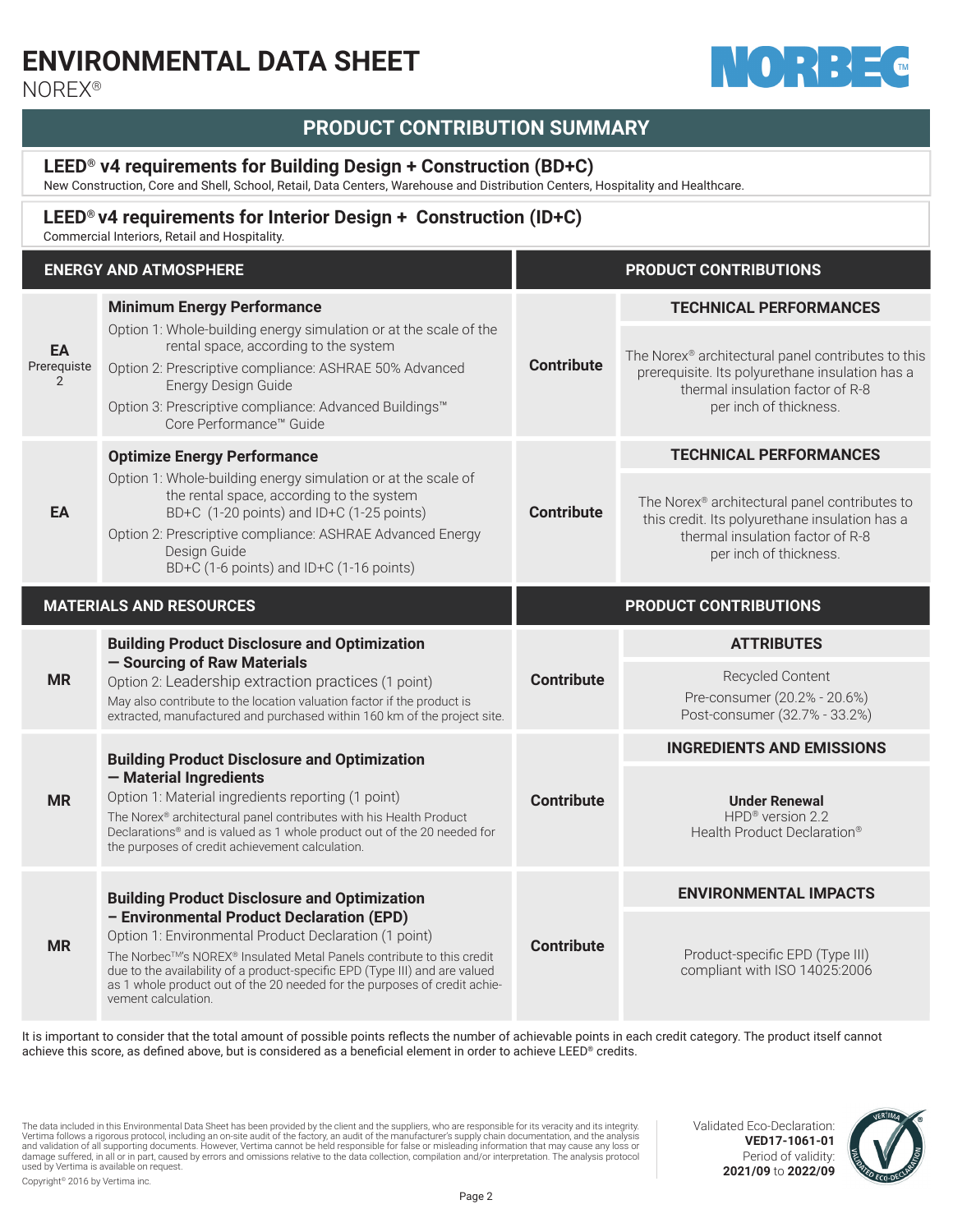# ENVIRONMENTAL DATA SHEET

NOREX®

## PRODUCT CONTRIBUTION SUMMARY

### LEED® v4 requirements for Building Design + Construction (BD+C)

New Construction, Core and Shell, School, Retail, Data Centers, Warehouse and Distribution Centers, Hospitality and Healthcare.

### LEED® v4 requirements for Interior Design + Construction (ID+C)

Commercial Interiors, Retail and Hospitality.

| ENERGY AND ATMOSPHERE | | PRODUCT CONTRIBUTIONS | |
|---|---|---|---|
| **EA** Prerequisite 2 | **Minimum Energy Performance**<br>Option 1: Whole-building energy simulation or at the scale of the rental space, according to the system<br>Option 2: Prescriptive compliance: ASHRAE 50% Advanced Energy Design Guide<br>Option 3: Prescriptive compliance: Advanced Buildings™ Core Performance™ Guide | **Contribute** | **TECHNICAL PERFORMANCES**<br>The Norex® architectural panel contributes to this prerequisite. Its polyurethane insulation has a thermal insulation factor of R-8 per inch of thickness. |
| **EA** | **Optimize Energy Performance**<br>Option 1: Whole-building energy simulation or at the scale of the rental space, according to the system BD+C (1-20 points) and ID+C (1-25 points)<br>Option 2: Prescriptive compliance: ASHRAE Advanced Energy Design Guide BD+C (1-6 points) and ID+C (1-16 points) | **Contribute** | **TECHNICAL PERFORMANCES**<br>The Norex® architectural panel contributes to this credit. Its polyurethane insulation has a thermal insulation factor of R-8 per inch of thickness. |

| MATERIALS AND RESOURCES | | PRODUCT CONTRIBUTIONS | |
|---|---|---|---|
| **MR** | **Building Product Disclosure and Optimization — Sourcing of Raw Materials**<br>Option 2: Leadership extraction practices (1 point)<br>May also contribute to the location valuation factor if the product is extracted, manufactured and purchased within 160 km of the project site. | **Contribute** | **ATTRIBUTES**<br>Recycled Content<br>Pre-consumer (20.2% - 20.6%)<br>Post-consumer (32.7% - 33.2%) |
| **MR** | **Building Product Disclosure and Optimization — Material Ingredients**<br>Option 1: Material ingredients reporting (1 point)<br>The Norex® architectural panel contributes with his Health Product Declarations® and is valued as 1 whole product out of the 20 needed for the purposes of credit achievement calculation. | **Contribute** | **INGREDIENTS AND EMISSIONS**<br>**Under Renewal**<br>HPD® version 2.2<br>Health Product Declaration® |
| **MR** | **Building Product Disclosure and Optimization – Environmental Product Declaration (EPD)**<br>Option 1: Environmental Product Declaration (1 point)<br>The Norbec™'s NOREX® Insulated Metal Panels contribute to this credit due to the availability of a product-specific EPD (Type III) and are valued as 1 whole product out of the 20 needed for the purposes of credit achievement calculation. | **Contribute** | **ENVIRONMENTAL IMPACTS**<br>Product-specific EPD (Type III) compliant with ISO 14025:2006 |

It is important to consider that the total amount of possible points reflects the number of achievable points in each credit category. The product itself cannot achieve this score, as defined above, but is considered as a beneficial element in order to achieve LEED® credits.

The data included in this Environmental Data Sheet has been provided by the client and the suppliers, who are responsible for its veracity and its integrity. Vertima follows a rigorous protocol, including an on-site audit of the factory, an audit of the manufacturer's supply chain documentation, and the analysis and validation of all supporting documents. However, Vertima cannot be held responsible for false or misleading information that may cause any loss or damage suffered, in all or in part, caused by errors and omissions relative to the data collection, compilation and/or interpretation. The analysis protocol used by Vertima is available on request.

Copyright© 2016 by Vertima inc.

Validated Eco-Declaration: **VED17-1061-01**
Period of validity: **2021/09** to **2022/09**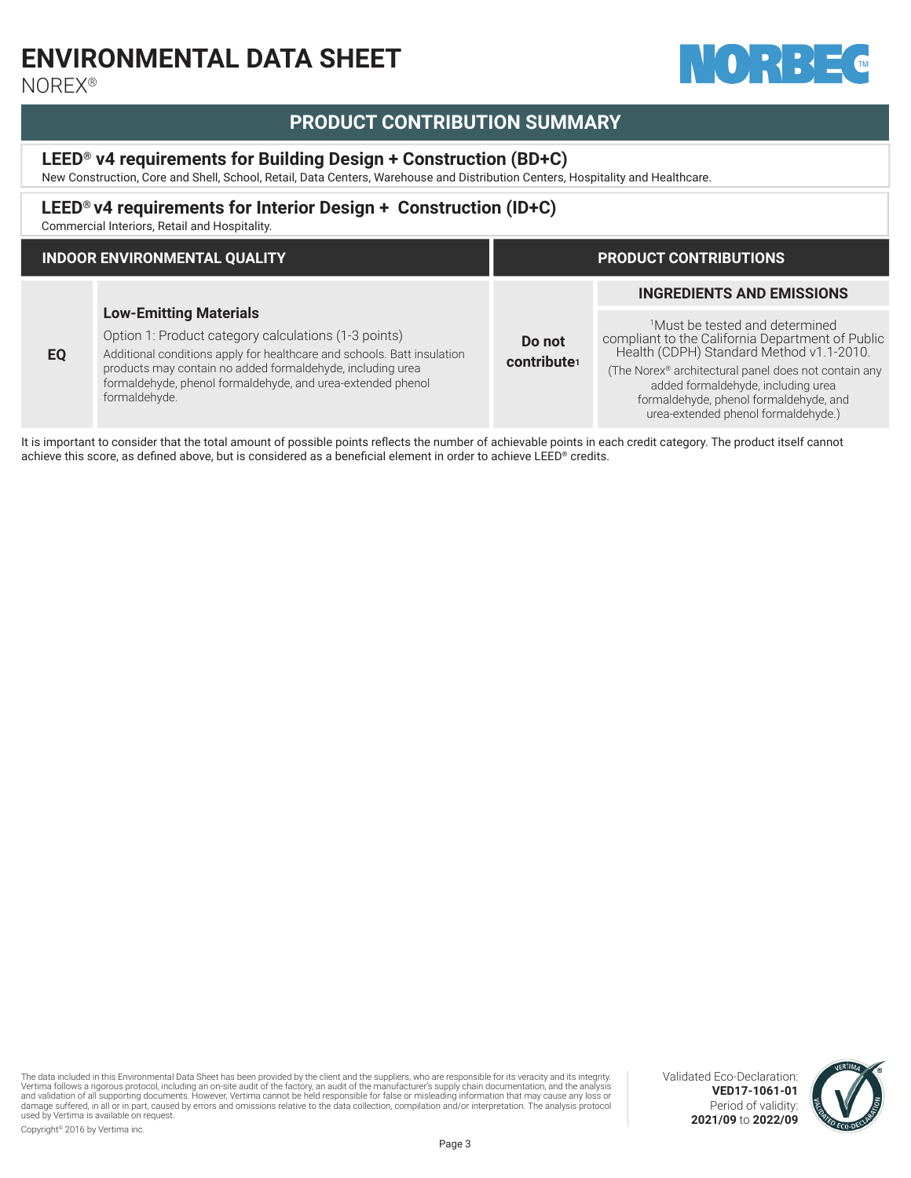# ENVIRONMENTAL DATA SHEET

NOREX®

## PRODUCT CONTRIBUTION SUMMARY

### LEED® v4 requirements for Building Design + Construction (BD+C)

New Construction, Core and Shell, School, Retail, Data Centers, Warehouse and Distribution Centers, Hospitality and Healthcare.

### LEED® v4 requirements for Interior Design + Construction (ID+C)

Commercial Interiors, Retail and Hospitality.

| INDOOR ENVIRONMENTAL QUALITY | | PRODUCT CONTRIBUTIONS | |
|---|---|---|---|
| | | | **INGREDIENTS AND EMISSIONS** |
| **EQ** | **Low-Emitting Materials**<br>Option 1: Product category calculations (1-3 points)<br>Additional conditions apply for healthcare and schools. Batt insulation products may contain no added formaldehyde, including urea formaldehyde, phenol formaldehyde, and urea-extended phenol formaldehyde. | **Do not contribute**[1] | [1]Must be tested and determined compliant to the California Department of Public Health (CDPH) Standard Method v1.1-2010.<br>(The Norex® architectural panel does not contain any added formaldehyde, including urea formaldehyde, phenol formaldehyde, and urea-extended phenol formaldehyde.) |

It is important to consider that the total amount of possible points reflects the number of achievable points in each credit category. The product itself cannot achieve this score, as defined above, but is considered as a beneficial element in order to achieve LEED® credits.

The data included in this Environmental Data Sheet has been provided by the client and the suppliers, who are responsible for its veracity and its integrity. Vertima follows a rigorous protocol, including an on-site audit of the factory, an audit of the manufacturer's supply chain documentation, and the analysis and validation of all supporting documents. However, Vertima cannot be held responsible for false or misleading information that may cause any loss or damage suffered, in all or in part, caused by errors and omissions relative to the data collection, compilation and/or interpretation. The analysis protocol used by Vertima is available on request.

Copyright© 2016 by Vertima inc.

Validated Eco-Declaration: **VED17-1061-01**
Period of validity: **2021/09** to **2022/09**